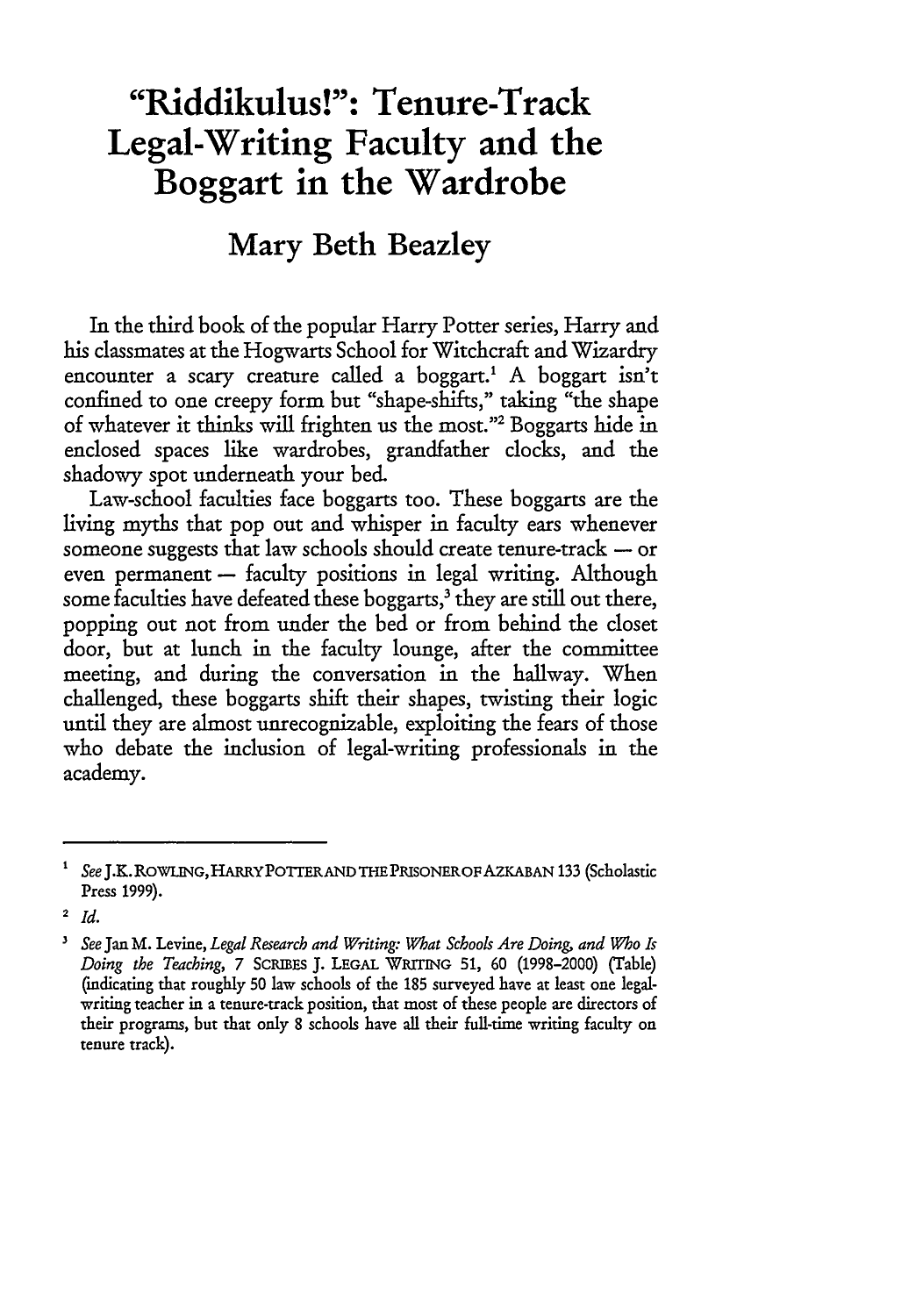# "Riddikulus!": Tenure-Track Legal-Writing Faculty and the Boggart in the Wardrobe

## Mary Beth Beazley

In the third book of the popular Harry Potter series, Harry and his classmates at the Hogwarts School for Witchcraft and Wizardry encounter a scary creature called a boggart.[1] A boggart isn't confined to one creepy form but "shape-shifts," taking "the shape of whatever it thinks will frighten us the most."[2] Boggarts hide in enclosed spaces like wardrobes, grandfather clocks, and the shadowy spot underneath your bed.

Law-school faculties face boggarts too. These boggarts are the living myths that pop out and whisper in faculty ears whenever someone suggests that law schools should create tenure-track — or even permanent — faculty positions in legal writing. Although some faculties have defeated these boggarts,[3] they are still out there, popping out not from under the bed or from behind the closet door, but at lunch in the faculty lounge, after the committee meeting, and during the conversation in the hallway. When challenged, these boggarts shift their shapes, twisting their logic until they are almost unrecognizable, exploiting the fears of those who debate the inclusion of legal-writing professionals in the academy.

---

[1] *See* J.K. ROWLING, HARRY POTTER AND THE PRISONER OF AZKABAN 133 (Scholastic Press 1999).

[2] *Id.*

[3] *See* Jan M. Levine, *Legal Research and Writing: What Schools Are Doing, and Who Is Doing the Teaching*, 7 SCRIBES J. LEGAL WRITING 51, 60 (1998–2000) (Table) (indicating that roughly 50 law schools of the 185 surveyed have at least one legal-writing teacher in a tenure-track position, that most of these people are directors of their programs, but that only 8 schools have all their full-time writing faculty on tenure track).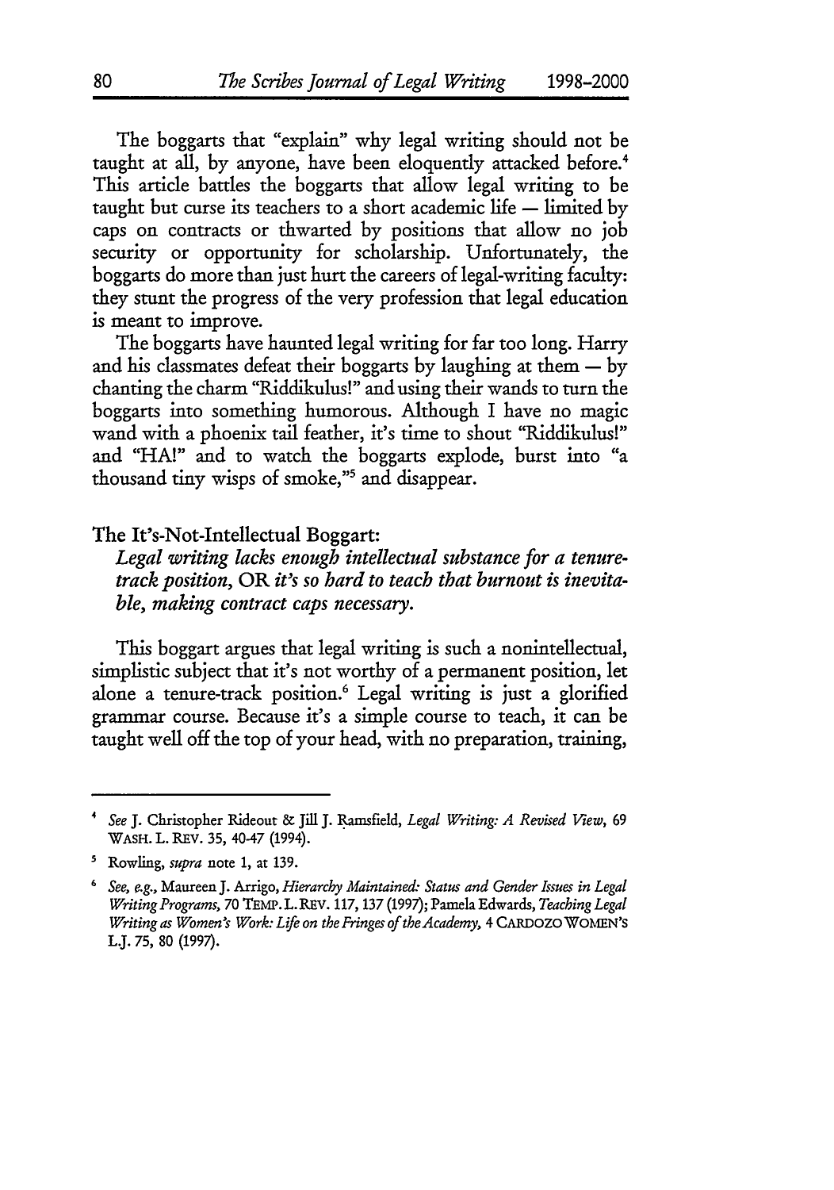The boggarts that "explain" why legal writing should not be taught at all, by anyone, have been eloquently attacked before.[4] This article battles the boggarts that allow legal writing to be taught but curse its teachers to a short academic life — limited by caps on contracts or thwarted by positions that allow no job security or opportunity for scholarship. Unfortunately, the boggarts do more than just hurt the careers of legal-writing faculty: they stunt the progress of the very profession that legal education is meant to improve.

The boggarts have haunted legal writing for far too long. Harry and his classmates defeat their boggarts by laughing at them — by chanting the charm "Riddikulus!" and using their wands to turn the boggarts into something humorous. Although I have no magic wand with a phoenix tail feather, it's time to shout "Riddikulus!" and "HA!" and to watch the boggarts explode, burst into "a thousand tiny wisps of smoke,"[5] and disappear.

## The It's-Not-Intellectual Boggart:

***Legal writing lacks enough intellectual substance for a tenure-track position,* OR *it's so hard to teach that burnout is inevitable, making contract caps necessary.***

This boggart argues that legal writing is such a nonintellectual, simplistic subject that it's not worthy of a permanent position, let alone a tenure-track position.[6] Legal writing is just a glorified grammar course. Because it's a simple course to teach, it can be taught well off the top of your head, with no preparation, training,

---

[4] *See* J. Christopher Rideout & Jill J. Ramsfield, *Legal Writing: A Revised View*, 69 WASH. L. REV. 35, 40-47 (1994).

[5] Rowling, *supra* note 1, at 139.

[6] *See, e.g.*, Maureen J. Arrigo, *Hierarchy Maintained: Status and Gender Issues in Legal Writing Programs*, 70 TEMP. L. REV. 117, 137 (1997); Pamela Edwards, *Teaching Legal Writing as Women's Work: Life on the Fringes of the Academy*, 4 CARDOZO WOMEN'S L.J. 75, 80 (1997).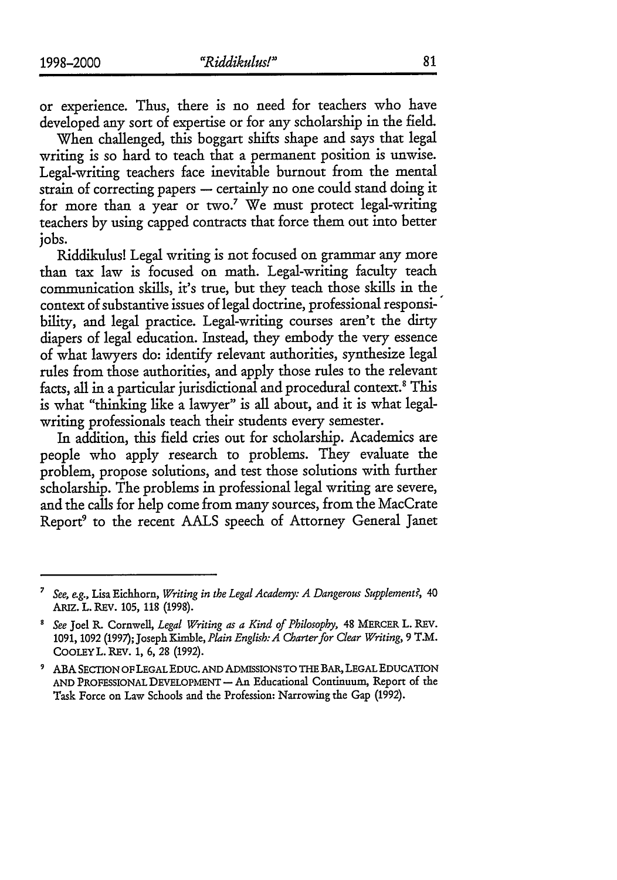or experience. Thus, there is no need for teachers who have developed any sort of expertise or for any scholarship in the field.

When challenged, this boggart shifts shape and says that legal writing is so hard to teach that a permanent position is unwise. Legal-writing teachers face inevitable burnout from the mental strain of correcting papers — certainly no one could stand doing it for more than a year or two.[7] We must protect legal-writing teachers by using capped contracts that force them out into better jobs.

Riddikulus! Legal writing is not focused on grammar any more than tax law is focused on math. Legal-writing faculty teach communication skills, it's true, but they teach those skills in the context of substantive issues of legal doctrine, professional responsibility, and legal practice. Legal-writing courses aren't the dirty diapers of legal education. Instead, they embody the very essence of what lawyers do: identify relevant authorities, synthesize legal rules from those authorities, and apply those rules to the relevant facts, all in a particular jurisdictional and procedural context.[8] This is what "thinking like a lawyer" is all about, and it is what legal-writing professionals teach their students every semester.

In addition, this field cries out for scholarship. Academics are people who apply research to problems. They evaluate the problem, propose solutions, and test those solutions with further scholarship. The problems in professional legal writing are severe, and the calls for help come from many sources, from the MacCrate Report[9] to the recent AALS speech of Attorney General Janet

---

[7] *See, e.g.*, Lisa Eichhorn, *Writing in the Legal Academy: A Dangerous Supplement?*, 40 ARIZ. L. REV. 105, 118 (1998).

[8] *See* Joel R. Cornwell, *Legal Writing as a Kind of Philosophy*, 48 MERCER L. REV. 1091, 1092 (1997); Joseph Kimble, *Plain English: A Charter for Clear Writing*, 9 T.M. COOLEY L. REV. 1, 6, 28 (1992).

[9] ABA SECTION OF LEGAL EDUC. AND ADMISSIONS TO THE BAR, LEGAL EDUCATION AND PROFESSIONAL DEVELOPMENT — An Educational Continuum, Report of the Task Force on Law Schools and the Profession: Narrowing the Gap (1992).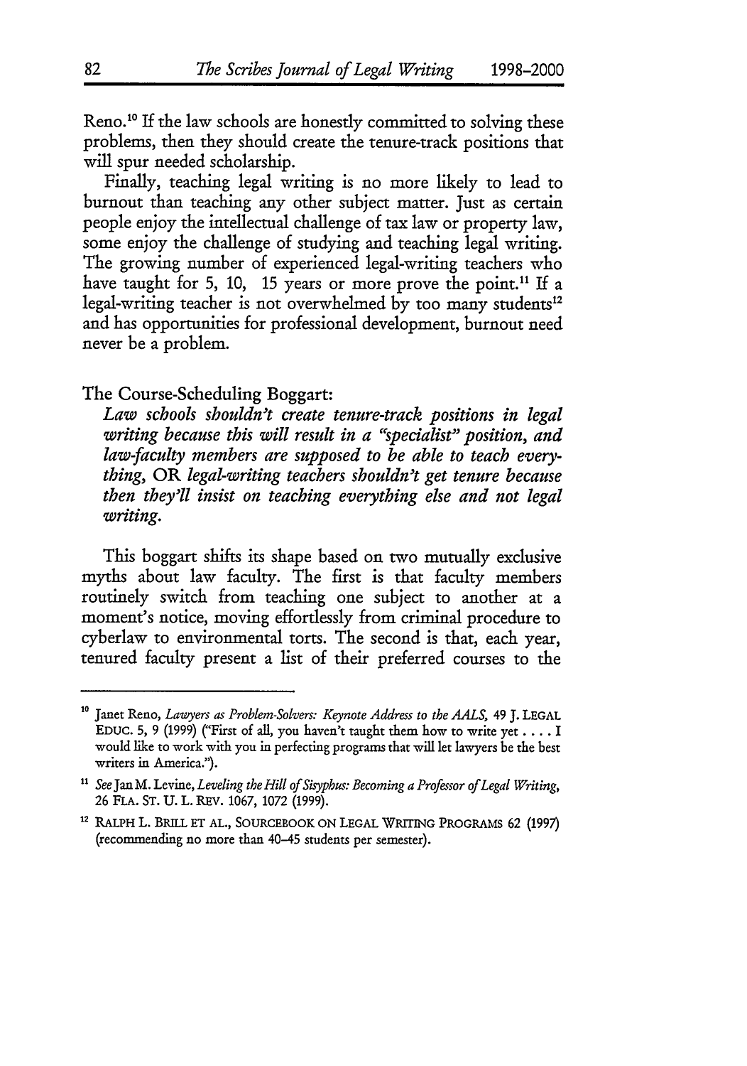Reno.[10] If the law schools are honestly committed to solving these problems, then they should create the tenure-track positions that will spur needed scholarship.

Finally, teaching legal writing is no more likely to lead to burnout than teaching any other subject matter. Just as certain people enjoy the intellectual challenge of tax law or property law, some enjoy the challenge of studying and teaching legal writing. The growing number of experienced legal-writing teachers who have taught for 5, 10, 15 years or more prove the point.[11] If a legal-writing teacher is not overwhelmed by too many students[12] and has opportunities for professional development, burnout need never be a problem.

The Course-Scheduling Boggart:
*Law schools shouldn't create tenure-track positions in legal writing because this will result in a "specialist" position, and law-faculty members are supposed to be able to teach everything,* OR *legal-writing teachers shouldn't get tenure because then they'll insist on teaching everything else and not legal writing.*

This boggart shifts its shape based on two mutually exclusive myths about law faculty. The first is that faculty members routinely switch from teaching one subject to another at a moment's notice, moving effortlessly from criminal procedure to cyberlaw to environmental torts. The second is that, each year, tenured faculty present a list of their preferred courses to the

---

[10] Janet Reno, *Lawyers as Problem-Solvers: Keynote Address to the AALS*, 49 J. LEGAL EDUC. 5, 9 (1999) ("First of all, you haven't taught them how to write yet . . . . I would like to work with you in perfecting programs that will let lawyers be the best writers in America.").

[11] *See* Jan M. Levine, *Leveling the Hill of Sisyphus: Becoming a Professor of Legal Writing*, 26 FLA. ST. U. L. REV. 1067, 1072 (1999).

[12] RALPH L. BRILL ET AL., SOURCEBOOK ON LEGAL WRITING PROGRAMS 62 (1997) (recommending no more than 40–45 students per semester).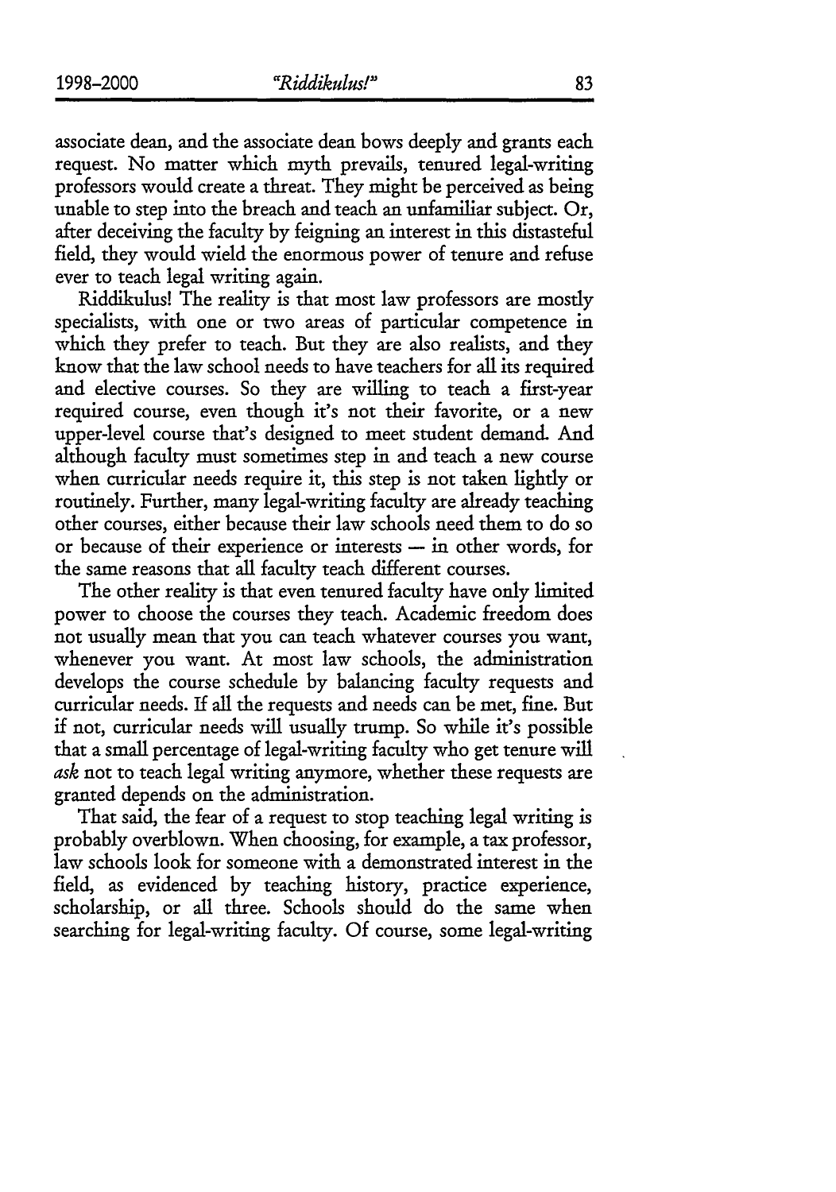associate dean, and the associate dean bows deeply and grants each request. No matter which myth prevails, tenured legal-writing professors would create a threat. They might be perceived as being unable to step into the breach and teach an unfamiliar subject. Or, after deceiving the faculty by feigning an interest in this distasteful field, they would wield the enormous power of tenure and refuse ever to teach legal writing again.

Riddikulus! The reality is that most law professors are mostly specialists, with one or two areas of particular competence in which they prefer to teach. But they are also realists, and they know that the law school needs to have teachers for all its required and elective courses. So they are willing to teach a first-year required course, even though it's not their favorite, or a new upper-level course that's designed to meet student demand. And although faculty must sometimes step in and teach a new course when curricular needs require it, this step is not taken lightly or routinely. Further, many legal-writing faculty are already teaching other courses, either because their law schools need them to do so or because of their experience or interests — in other words, for the same reasons that all faculty teach different courses.

The other reality is that even tenured faculty have only limited power to choose the courses they teach. Academic freedom does not usually mean that you can teach whatever courses you want, whenever you want. At most law schools, the administration develops the course schedule by balancing faculty requests and curricular needs. If all the requests and needs can be met, fine. But if not, curricular needs will usually trump. So while it's possible that a small percentage of legal-writing faculty who get tenure will *ask* not to teach legal writing anymore, whether these requests are granted depends on the administration.

That said, the fear of a request to stop teaching legal writing is probably overblown. When choosing, for example, a tax professor, law schools look for someone with a demonstrated interest in the field, as evidenced by teaching history, practice experience, scholarship, or all three. Schools should do the same when searching for legal-writing faculty. Of course, some legal-writing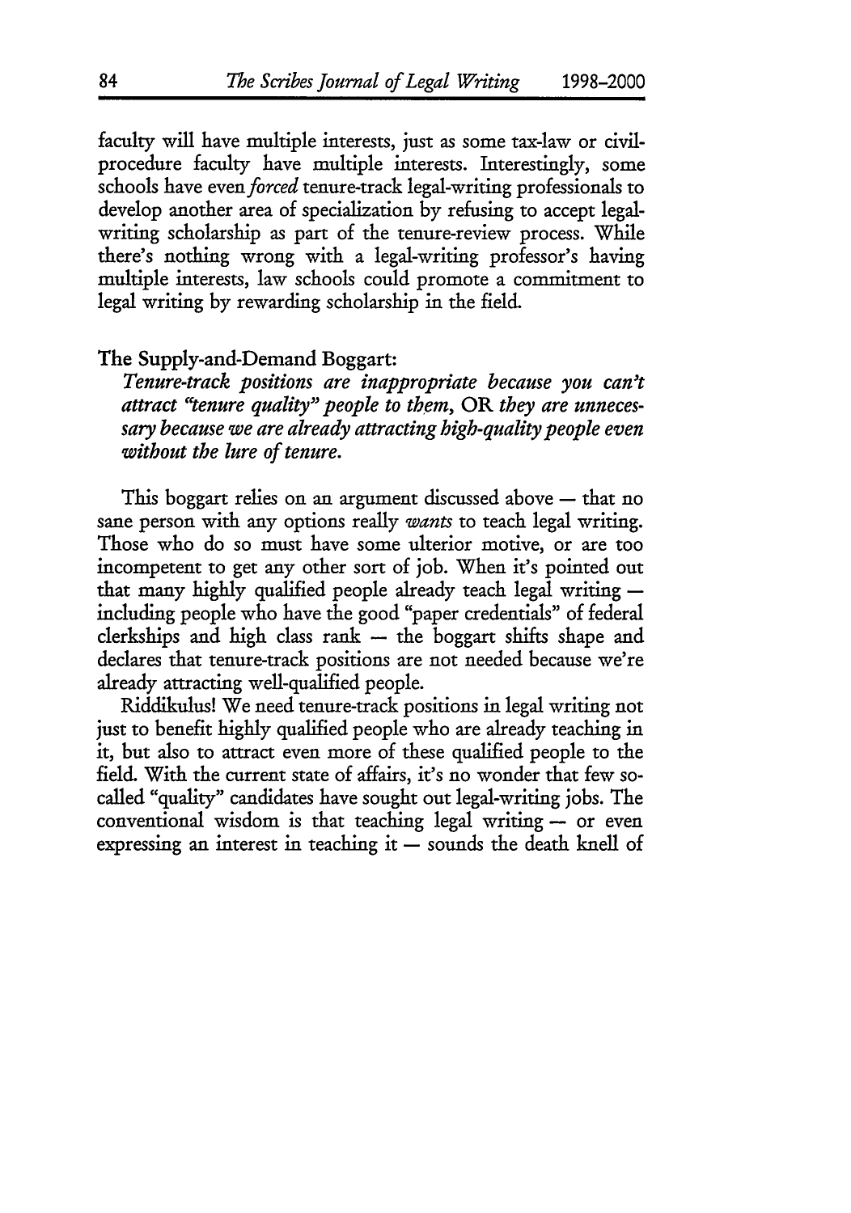faculty will have multiple interests, just as some tax-law or civil-procedure faculty have multiple interests. Interestingly, some schools have even *forced* tenure-track legal-writing professionals to develop another area of specialization by refusing to accept legal-writing scholarship as part of the tenure-review process. While there's nothing wrong with a legal-writing professor's having multiple interests, law schools could promote a commitment to legal writing by rewarding scholarship in the field.

The Supply-and-Demand Boggart:
*Tenure-track positions are inappropriate because you can't attract "tenure quality" people to them,* OR *they are unnecessary because we are already attracting high-quality people even without the lure of tenure.*

This boggart relies on an argument discussed above — that no sane person with any options really *wants* to teach legal writing. Those who do so must have some ulterior motive, or are too incompetent to get any other sort of job. When it's pointed out that many highly qualified people already teach legal writing — including people who have the good "paper credentials" of federal clerkships and high class rank — the boggart shifts shape and declares that tenure-track positions are not needed because we're already attracting well-qualified people.

Riddikulus! We need tenure-track positions in legal writing not just to benefit highly qualified people who are already teaching in it, but also to attract even more of these qualified people to the field. With the current state of affairs, it's no wonder that few so-called "quality" candidates have sought out legal-writing jobs. The conventional wisdom is that teaching legal writing — or even expressing an interest in teaching it — sounds the death knell of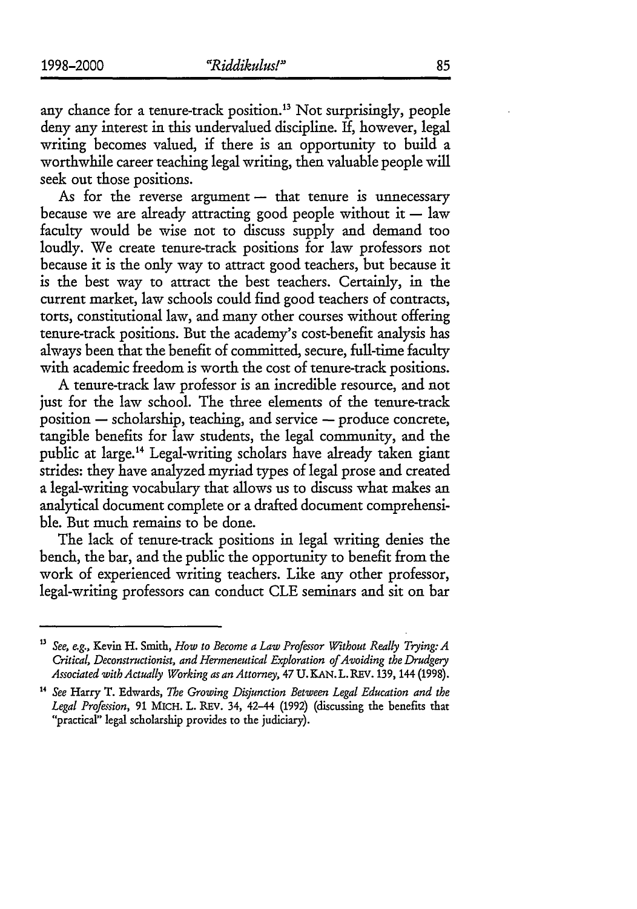any chance for a tenure-track position.[13] Not surprisingly, people deny any interest in this undervalued discipline. If, however, legal writing becomes valued, if there is an opportunity to build a worthwhile career teaching legal writing, then valuable people will seek out those positions.

As for the reverse argument — that tenure is unnecessary because we are already attracting good people without it — law faculty would be wise not to discuss supply and demand too loudly. We create tenure-track positions for law professors not because it is the only way to attract good teachers, but because it is the best way to attract the best teachers. Certainly, in the current market, law schools could find good teachers of contracts, torts, constitutional law, and many other courses without offering tenure-track positions. But the academy's cost-benefit analysis has always been that the benefit of committed, secure, full-time faculty with academic freedom is worth the cost of tenure-track positions.

A tenure-track law professor is an incredible resource, and not just for the law school. The three elements of the tenure-track position — scholarship, teaching, and service — produce concrete, tangible benefits for law students, the legal community, and the public at large.[14] Legal-writing scholars have already taken giant strides: they have analyzed myriad types of legal prose and created a legal-writing vocabulary that allows us to discuss what makes an analytical document complete or a drafted document comprehensible. But much remains to be done.

The lack of tenure-track positions in legal writing denies the bench, the bar, and the public the opportunity to benefit from the work of experienced writing teachers. Like any other professor, legal-writing professors can conduct CLE seminars and sit on bar

---

[13] *See, e.g.*, Kevin H. Smith, *How to Become a Law Professor Without Really Trying: A Critical, Deconstructionist, and Hermeneutical Exploration of Avoiding the Drudgery Associated with Actually Working as an Attorney*, 47 U. KAN. L. REV. 139, 144 (1998).

[14] *See* Harry T. Edwards, *The Growing Disjunction Between Legal Education and the Legal Profession*, 91 MICH. L. REV. 34, 42–44 (1992) (discussing the benefits that "practical" legal scholarship provides to the judiciary).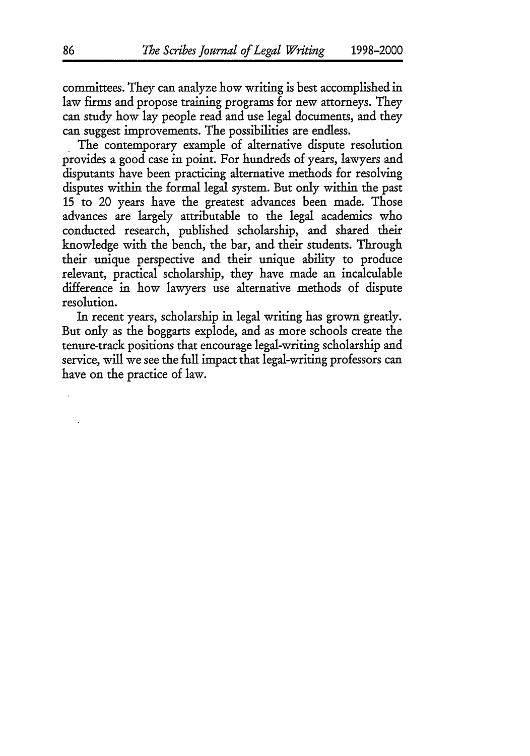committees. They can analyze how writing is best accomplished in law firms and propose training programs for new attorneys. They can study how lay people read and use legal documents, and they can suggest improvements. The possibilities are endless.

The contemporary example of alternative dispute resolution provides a good case in point. For hundreds of years, lawyers and disputants have been practicing alternative methods for resolving disputes within the formal legal system. But only within the past 15 to 20 years have the greatest advances been made. Those advances are largely attributable to the legal academics who conducted research, published scholarship, and shared their knowledge with the bench, the bar, and their students. Through their unique perspective and their unique ability to produce relevant, practical scholarship, they have made an incalculable difference in how lawyers use alternative methods of dispute resolution.

In recent years, scholarship in legal writing has grown greatly. But only as the boggarts explode, and as more schools create the tenure-track positions that encourage legal-writing scholarship and service, will we see the full impact that legal-writing professors can have on the practice of law.